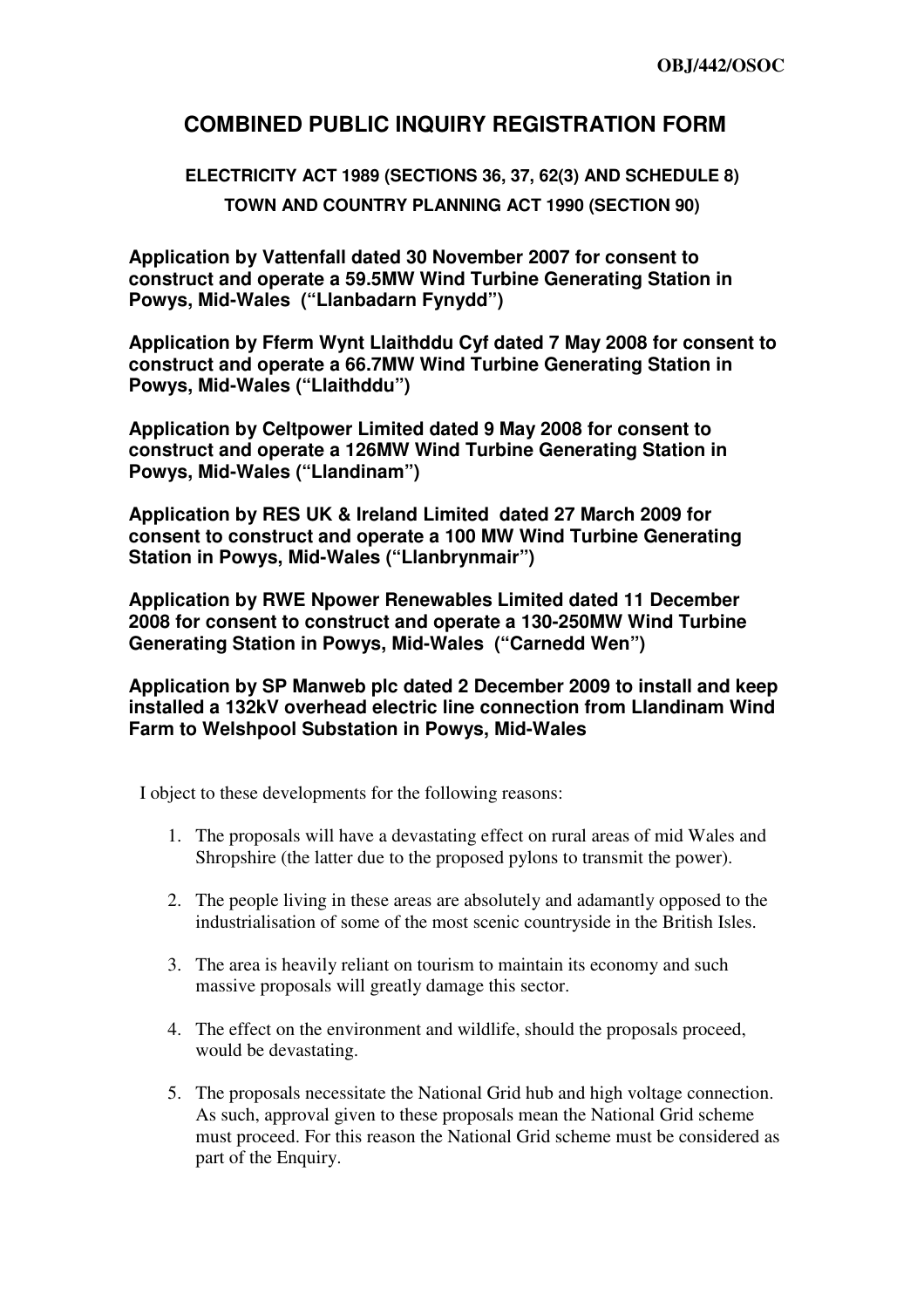**OBJ/442/OSOC**

# COMBINED PUBLIC INQUIRY REGISTRATION FORM

## ELECTRICITY ACT 1989 (SECTIONS 36, 37, 62(3) AND SCHEDULE 8)

## TOWN AND COUNTRY PLANNING ACT 1990 (SECTION 90)

**Application by Vattenfall dated 30 November 2007 for consent to construct and operate a 59.5MW Wind Turbine Generating Station in Powys, Mid-Wales ("Llanbadarn Fynydd")**

**Application by Fferm Wynt Llaithddu Cyf dated 7 May 2008 for consent to construct and operate a 66.7MW Wind Turbine Generating Station in Powys, Mid-Wales ("Llaithddu")**

**Application by Celtpower Limited dated 9 May 2008 for consent to construct and operate a 126MW Wind Turbine Generating Station in Powys, Mid-Wales ("Llandinam")**

**Application by RES UK & Ireland Limited dated 27 March 2009 for consent to construct and operate a 100 MW Wind Turbine Generating Station in Powys, Mid-Wales ("Llanbrynmair")**

**Application by RWE Npower Renewables Limited dated 11 December 2008 for consent to construct and operate a 130-250MW Wind Turbine Generating Station in Powys, Mid-Wales ("Carnedd Wen")**

**Application by SP Manweb plc dated 2 December 2009 to install and keep installed a 132kV overhead electric line connection from Llandinam Wind Farm to Welshpool Substation in Powys, Mid-Wales**

I object to these developments for the following reasons:

1. The proposals will have a devastating effect on rural areas of mid Wales and Shropshire (the latter due to the proposed pylons to transmit the power).
2. The people living in these areas are absolutely and adamantly opposed to the industrialisation of some of the most scenic countryside in the British Isles.
3. The area is heavily reliant on tourism to maintain its economy and such massive proposals will greatly damage this sector.
4. The effect on the environment and wildlife, should the proposals proceed, would be devastating.
5. The proposals necessitate the National Grid hub and high voltage connection. As such, approval given to these proposals mean the National Grid scheme must proceed. For this reason the National Grid scheme must be considered as part of the Enquiry.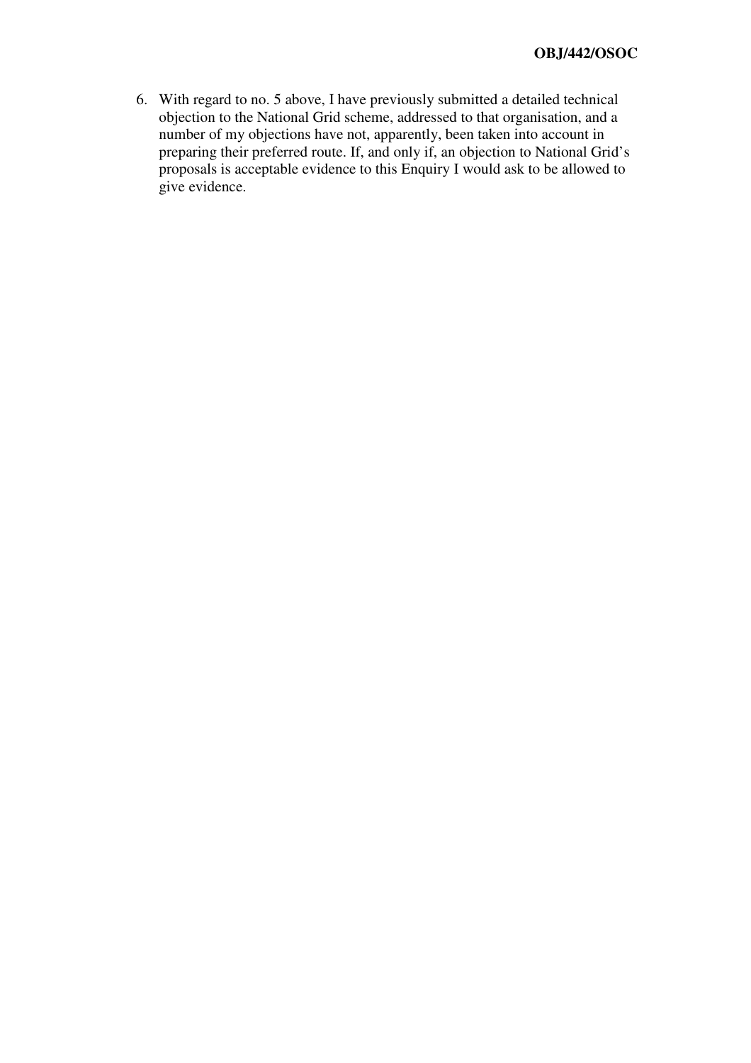6. With regard to no. 5 above, I have previously submitted a detailed technical objection to the National Grid scheme, addressed to that organisation, and a number of my objections have not, apparently, been taken into account in preparing their preferred route. If, and only if, an objection to National Grid's proposals is acceptable evidence to this Enquiry I would ask to be allowed to give evidence.